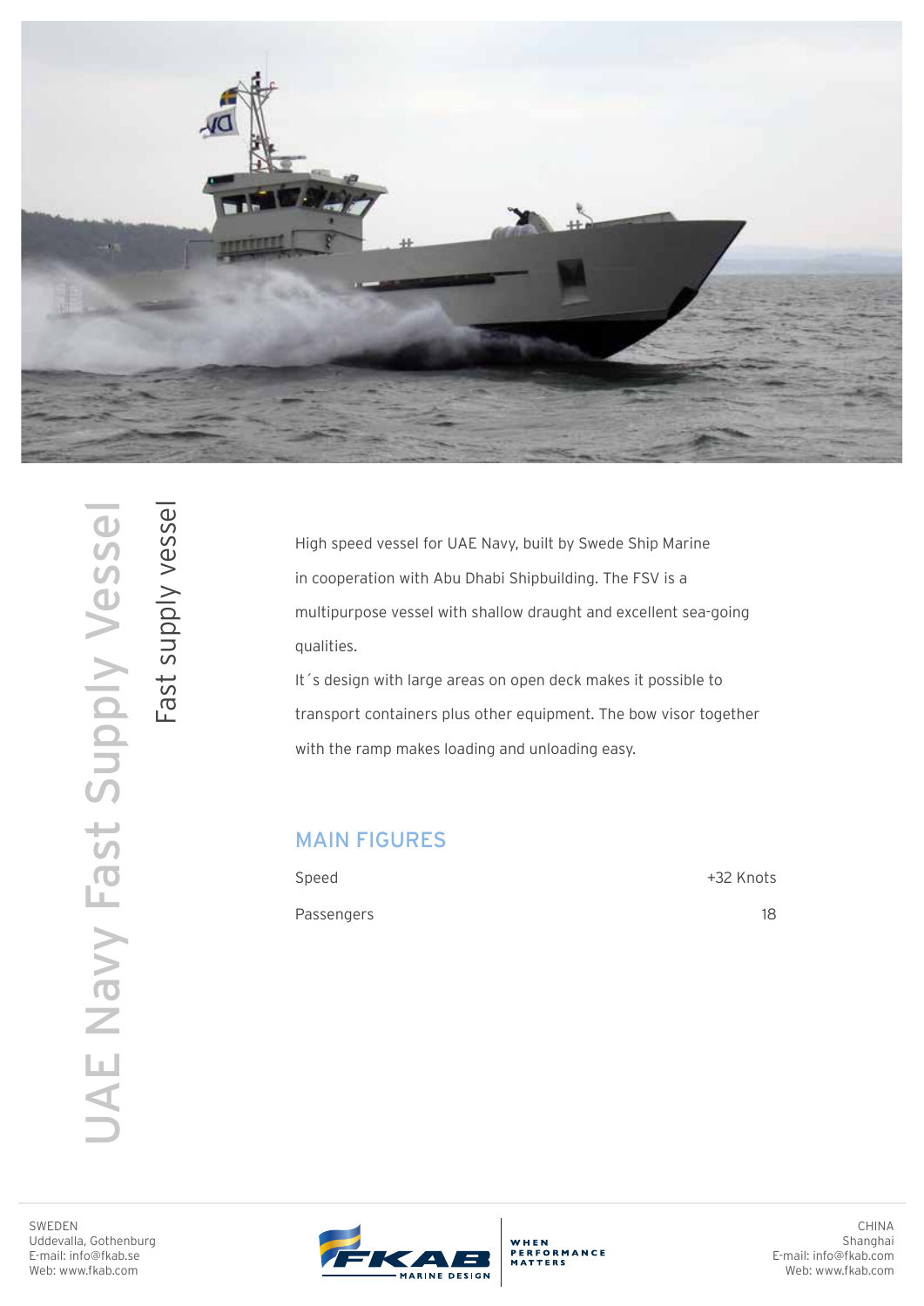# UAE Navy Fast Supply Vessel

## Fast supply vessel

High speed vessel for UAE Navy, built by Swede Ship Marine in cooperation with Abu Dhabi Shipbuilding. The FSV is a multipurpose vessel with shallow draught and excellent sea-going qualities.

It´s design with large areas on open deck makes it possible to transport containers plus other equipment. The bow visor together with the ramp makes loading and unloading easy.

### MAIN FIGURES

| | |
|---|---|
| Speed | +32 Knots |
| Passengers | 18 |

SWEDEN
Uddevalla, Gothenburg
E-mail: info@fkab.se
Web: www.fkab.com

FKAB MARINE DESIGN — WHEN PERFORMANCE MATTERS

CHINA
Shanghai
E-mail: info@fkab.com
Web: www.fkab.com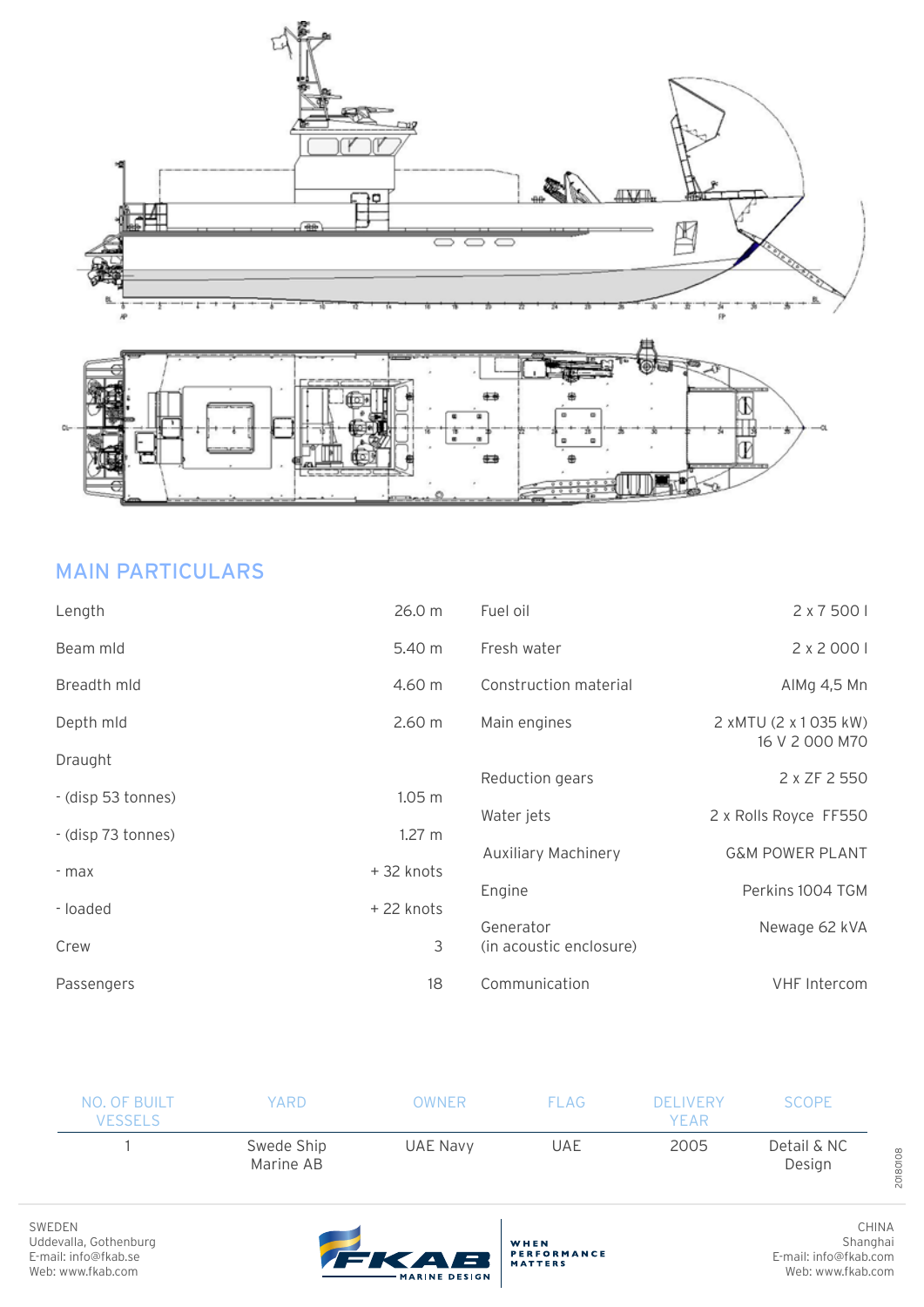## MAIN PARTICULARS

| | |
|---|---|
| Length | 26.0 m |
| Beam mld | 5.40 m |
| Breadth mld | 4.60 m |
| Depth mld | 2.60 m |
| Draught | |
| - (disp 53 tonnes) | 1.05 m |
| - (disp 73 tonnes) | 1.27 m |
| - max | + 32 knots |
| - loaded | + 22 knots |
| Crew | 3 |
| Passengers | 18 |

| | |
|---|---|
| Fuel oil | 2 x 7 500 l |
| Fresh water | 2 x 2 000 l |
| Construction material | AlMg 4,5 Mn |
| Main engines | 2 xMTU (2 x 1 035 kW) 16 V 2 000 M70 |
| Reduction gears | 2 x ZF 2 550 |
| Water jets | 2 x Rolls Royce FF550 |
| Auxiliary Machinery | G&M POWER PLANT |
| Engine | Perkins 1004 TGM |
| Generator (in acoustic enclosure) | Newage 62 kVA |
| Communication | VHF Intercom |

| NO. OF BUILT VESSELS | YARD | OWNER | FLAG | DELIVERY YEAR | SCOPE |
|---|---|---|---|---|---|
| 1 | Swede Ship Marine AB | UAE Navy | UAE | 2005 | Detail & NC Design |

20180108

SWEDEN
Uddevalla, Gothenburg
E-mail: info@fkab.se
Web: www.fkab.com

FKAB MARINE DESIGN — WHEN PERFORMANCE MATTERS

CHINA
Shanghai
E-mail: info@fkab.com
Web: www.fkab.com